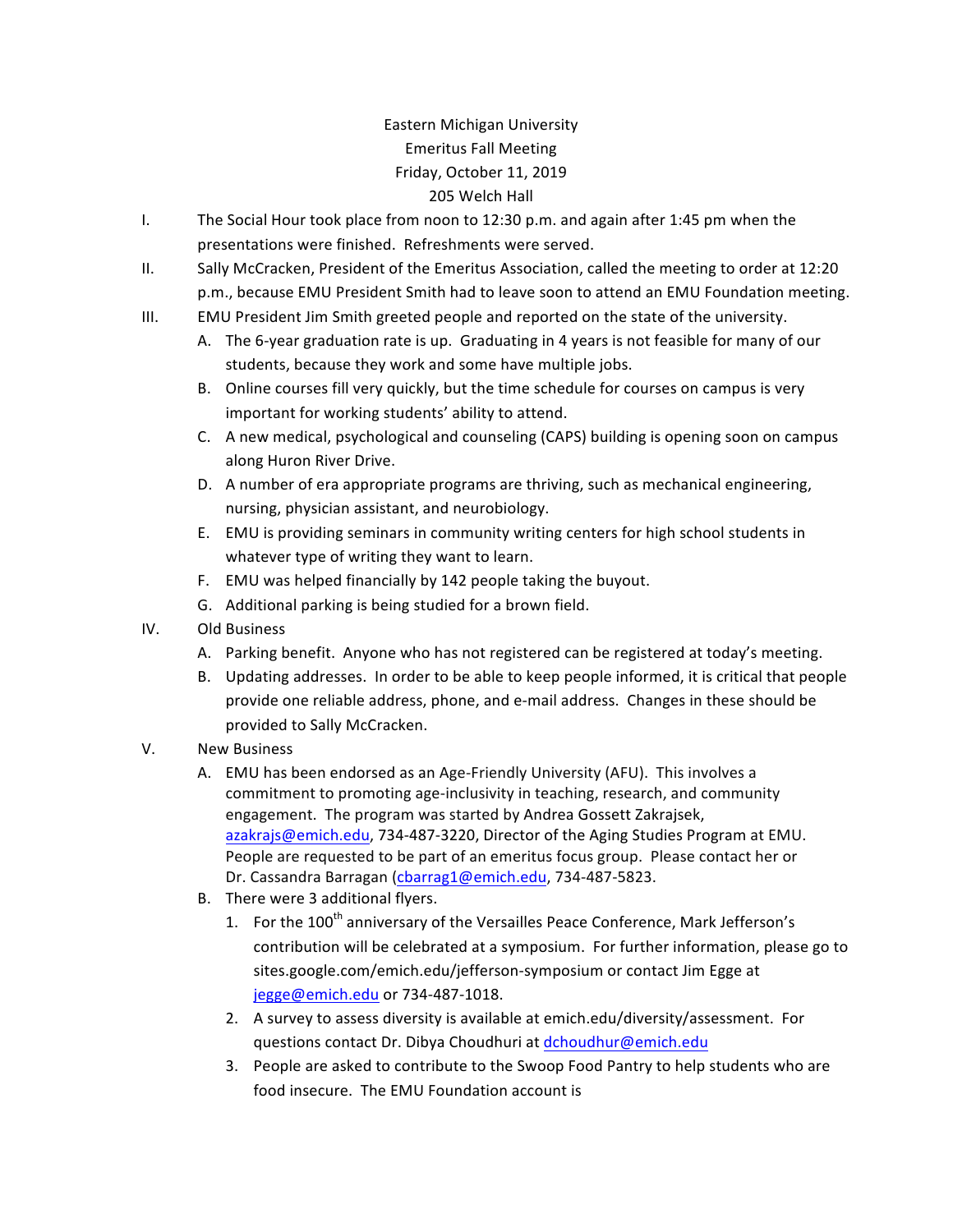# Eastern Michigan University

## Emeritus Fall Meeting

## Friday, October 11, 2019

## 205 Welch Hall

I. The Social Hour took place from noon to 12:30 p.m. and again after 1:45 pm when the presentations were finished. Refreshments were served.

II. Sally McCracken, President of the Emeritus Association, called the meeting to order at 12:20 p.m., because EMU President Smith had to leave soon to attend an EMU Foundation meeting.

III. EMU President Jim Smith greeted people and reported on the state of the university.

   A. The 6-year graduation rate is up. Graduating in 4 years is not feasible for many of our students, because they work and some have multiple jobs.

   B. Online courses fill very quickly, but the time schedule for courses on campus is very important for working students' ability to attend.

   C. A new medical, psychological and counseling (CAPS) building is opening soon on campus along Huron River Drive.

   D. A number of era appropriate programs are thriving, such as mechanical engineering, nursing, physician assistant, and neurobiology.

   E. EMU is providing seminars in community writing centers for high school students in whatever type of writing they want to learn.

   F. EMU was helped financially by 142 people taking the buyout.

   G. Additional parking is being studied for a brown field.

IV. Old Business

   A. Parking benefit. Anyone who has not registered can be registered at today's meeting.

   B. Updating addresses. In order to be able to keep people informed, it is critical that people provide one reliable address, phone, and e-mail address. Changes in these should be provided to Sally McCracken.

V. New Business

   A. EMU has been endorsed as an Age-Friendly University (AFU). This involves a commitment to promoting age-inclusivity in teaching, research, and community engagement. The program was started by Andrea Gossett Zakrajsek, azakrajs@emich.edu, 734-487-3220, Director of the Aging Studies Program at EMU. People are requested to be part of an emeritus focus group. Please contact her or Dr. Cassandra Barragan (cbarrag1@emich.edu, 734-487-5823.

   B. There were 3 additional flyers.

      1. For the 100th anniversary of the Versailles Peace Conference, Mark Jefferson's contribution will be celebrated at a symposium. For further information, please go to sites.google.com/emich.edu/jefferson-symposium or contact Jim Egge at jegge@emich.edu or 734-487-1018.

      2. A survey to assess diversity is available at emich.edu/diversity/assessment. For questions contact Dr. Dibya Choudhuri at dchoudhur@emich.edu

      3. People are asked to contribute to the Swoop Food Pantry to help students who are food insecure. The EMU Foundation account is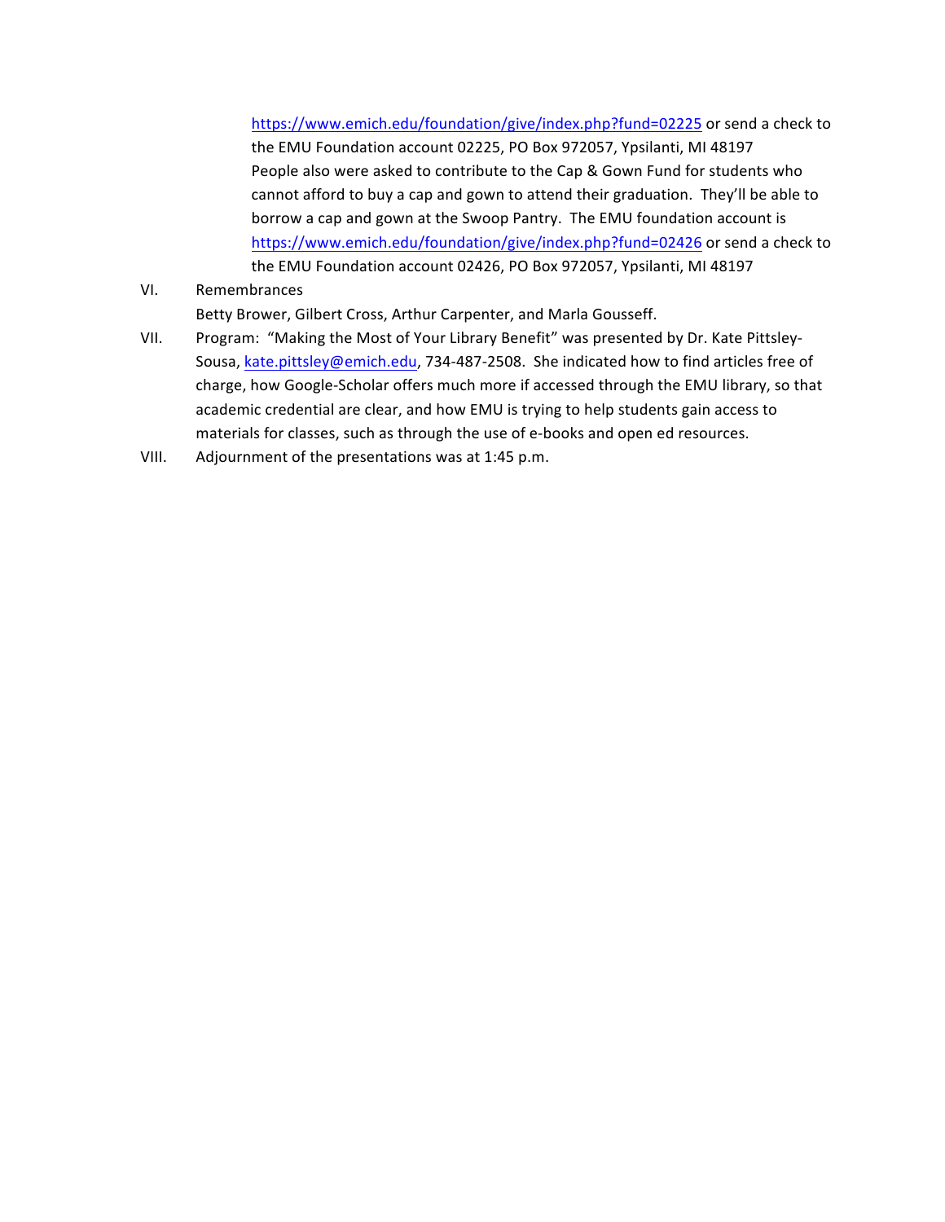https://www.emich.edu/foundation/give/index.php?fund=02225 or send a check to the EMU Foundation account 02225, PO Box 972057, Ypsilanti, MI 48197
People also were asked to contribute to the Cap & Gown Fund for students who cannot afford to buy a cap and gown to attend their graduation. They'll be able to borrow a cap and gown at the Swoop Pantry. The EMU foundation account is https://www.emich.edu/foundation/give/index.php?fund=02426 or send a check to the EMU Foundation account 02426, PO Box 972057, Ypsilanti, MI 48197

VI. Remembrances
Betty Brower, Gilbert Cross, Arthur Carpenter, and Marla Gousseff.

VII. Program: "Making the Most of Your Library Benefit" was presented by Dr. Kate Pittsley-Sousa, kate.pittsley@emich.edu, 734-487-2508. She indicated how to find articles free of charge, how Google-Scholar offers much more if accessed through the EMU library, so that academic credential are clear, and how EMU is trying to help students gain access to materials for classes, such as through the use of e-books and open ed resources.

VIII. Adjournment of the presentations was at 1:45 p.m.